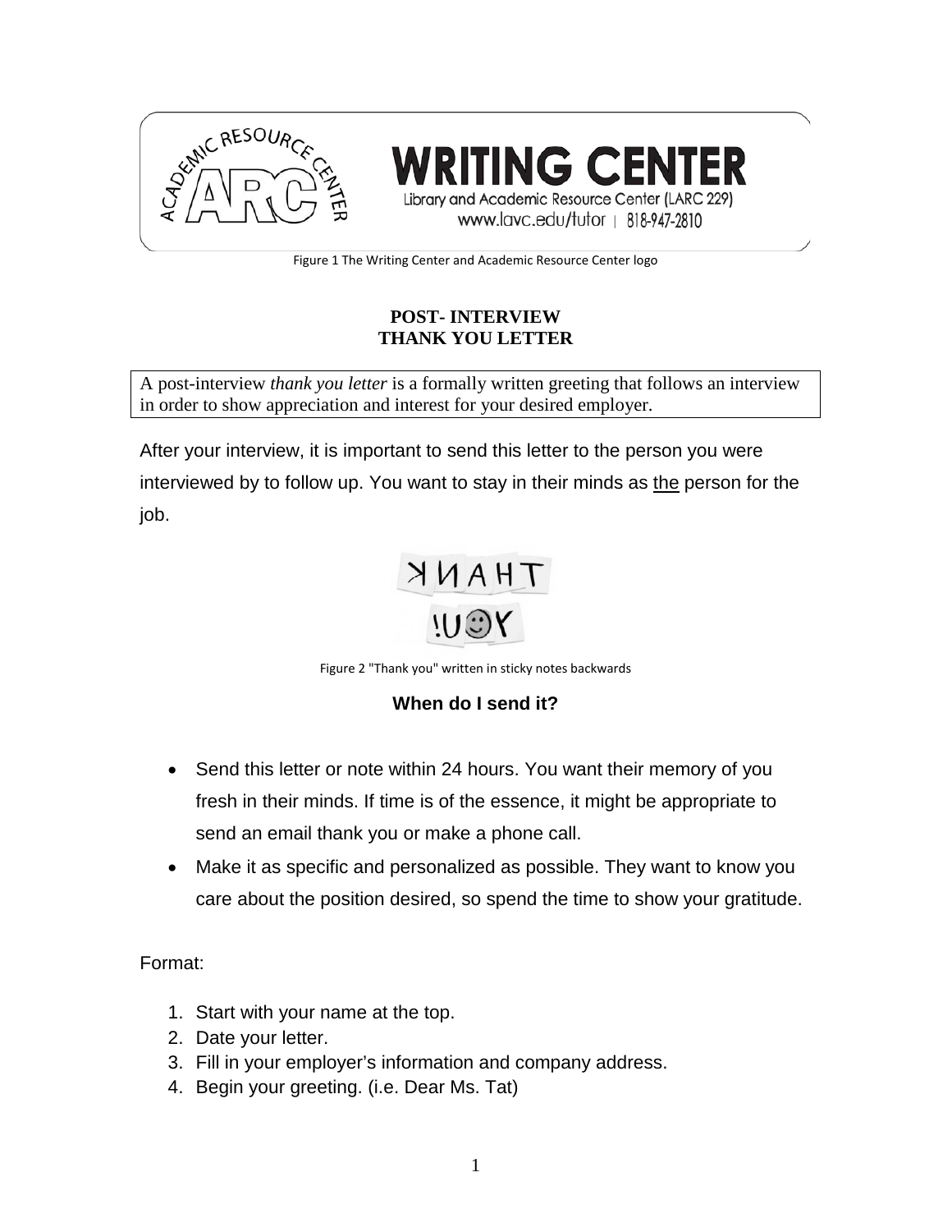Figure 1 The Writing Center and Academic Resource Center logo

# POST- INTERVIEW THANK YOU LETTER

A post-interview *thank you letter* is a formally written greeting that follows an interview in order to show appreciation and interest for your desired employer.

After your interview, it is important to send this letter to the person you were interviewed by to follow up. You want to stay in their minds as the person for the job.

Figure 2 "Thank you" written in sticky notes backwards

### When do I send it?

- Send this letter or note within 24 hours. You want their memory of you fresh in their minds. If time is of the essence, it might be appropriate to send an email thank you or make a phone call.
- Make it as specific and personalized as possible. They want to know you care about the position desired, so spend the time to show your gratitude.

Format:

1. Start with your name at the top.
2. Date your letter.
3. Fill in your employer's information and company address.
4. Begin your greeting. (i.e. Dear Ms. Tat)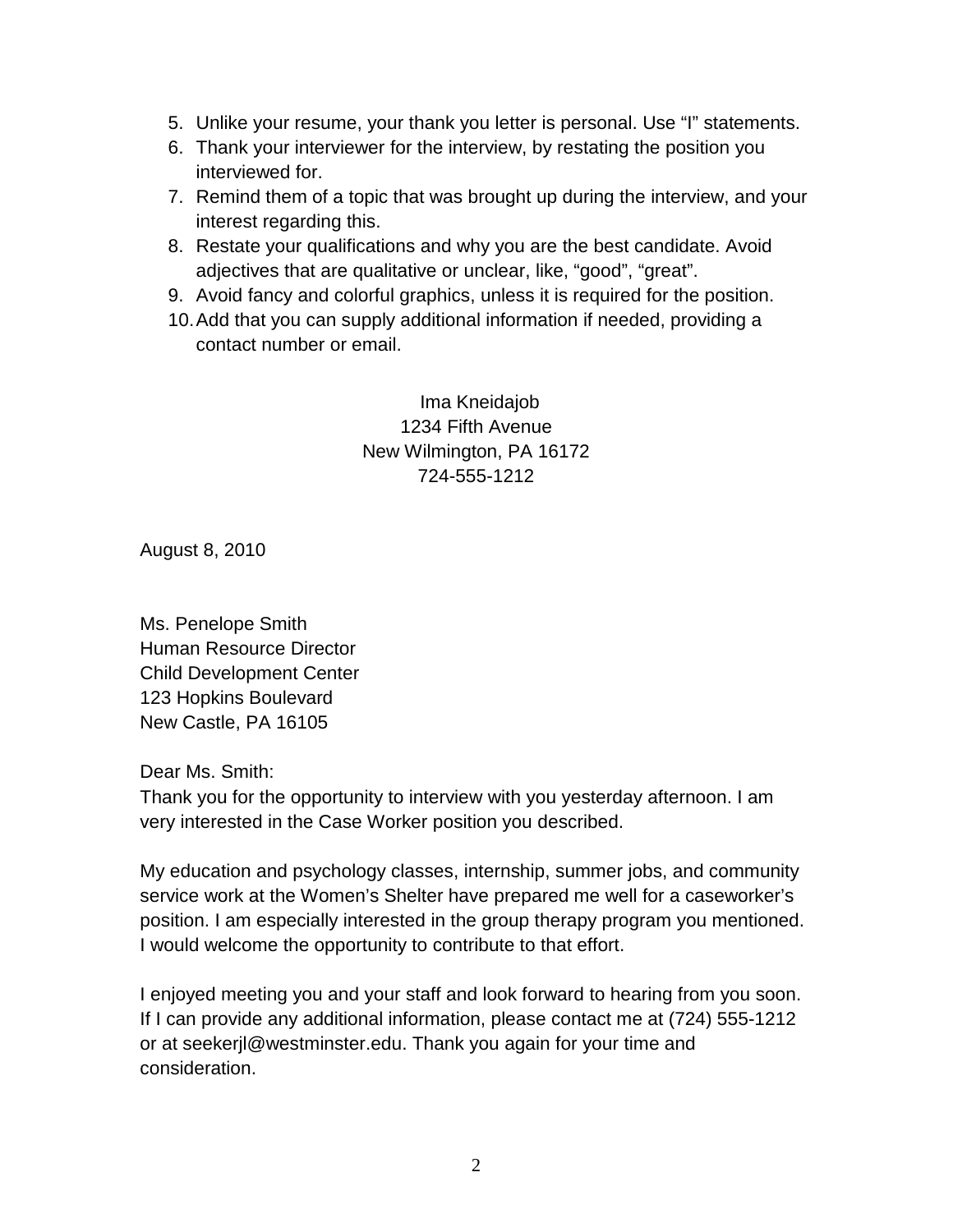5. Unlike your resume, your thank you letter is personal. Use “I” statements.
6. Thank your interviewer for the interview, by restating the position you interviewed for.
7. Remind them of a topic that was brought up during the interview, and your interest regarding this.
8. Restate your qualifications and why you are the best candidate. Avoid adjectives that are qualitative or unclear, like, “good”, “great”.
9. Avoid fancy and colorful graphics, unless it is required for the position.
10. Add that you can supply additional information if needed, providing a contact number or email.

Ima Kneidajob
1234 Fifth Avenue
New Wilmington, PA 16172
724-555-1212

August 8, 2010

Ms. Penelope Smith
Human Resource Director
Child Development Center
123 Hopkins Boulevard
New Castle, PA 16105

Dear Ms. Smith:

Thank you for the opportunity to interview with you yesterday afternoon. I am very interested in the Case Worker position you described.

My education and psychology classes, internship, summer jobs, and community service work at the Women’s Shelter have prepared me well for a caseworker’s position. I am especially interested in the group therapy program you mentioned. I would welcome the opportunity to contribute to that effort.

I enjoyed meeting you and your staff and look forward to hearing from you soon. If I can provide any additional information, please contact me at (724) 555-1212 or at seekerjl@westminster.edu. Thank you again for your time and consideration.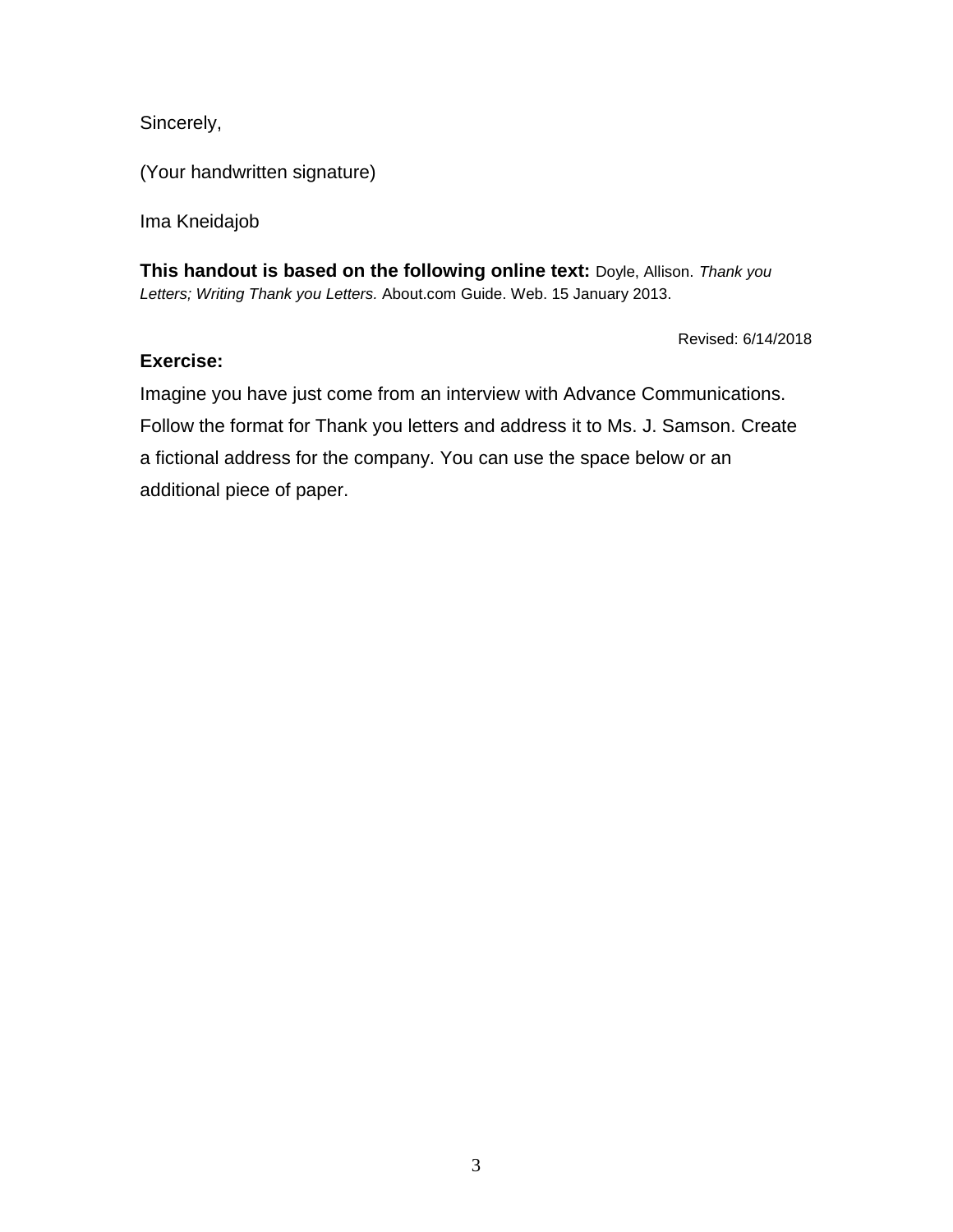Sincerely,

(Your handwritten signature)

Ima Kneidajob

**This handout is based on the following online text:** Doyle, Allison. *Thank you Letters; Writing Thank you Letters.* About.com Guide. Web. 15 January 2013.

Revised: 6/14/2018

**Exercise:**

Imagine you have just come from an interview with Advance Communications. Follow the format for Thank you letters and address it to Ms. J. Samson. Create a fictional address for the company. You can use the space below or an additional piece of paper.